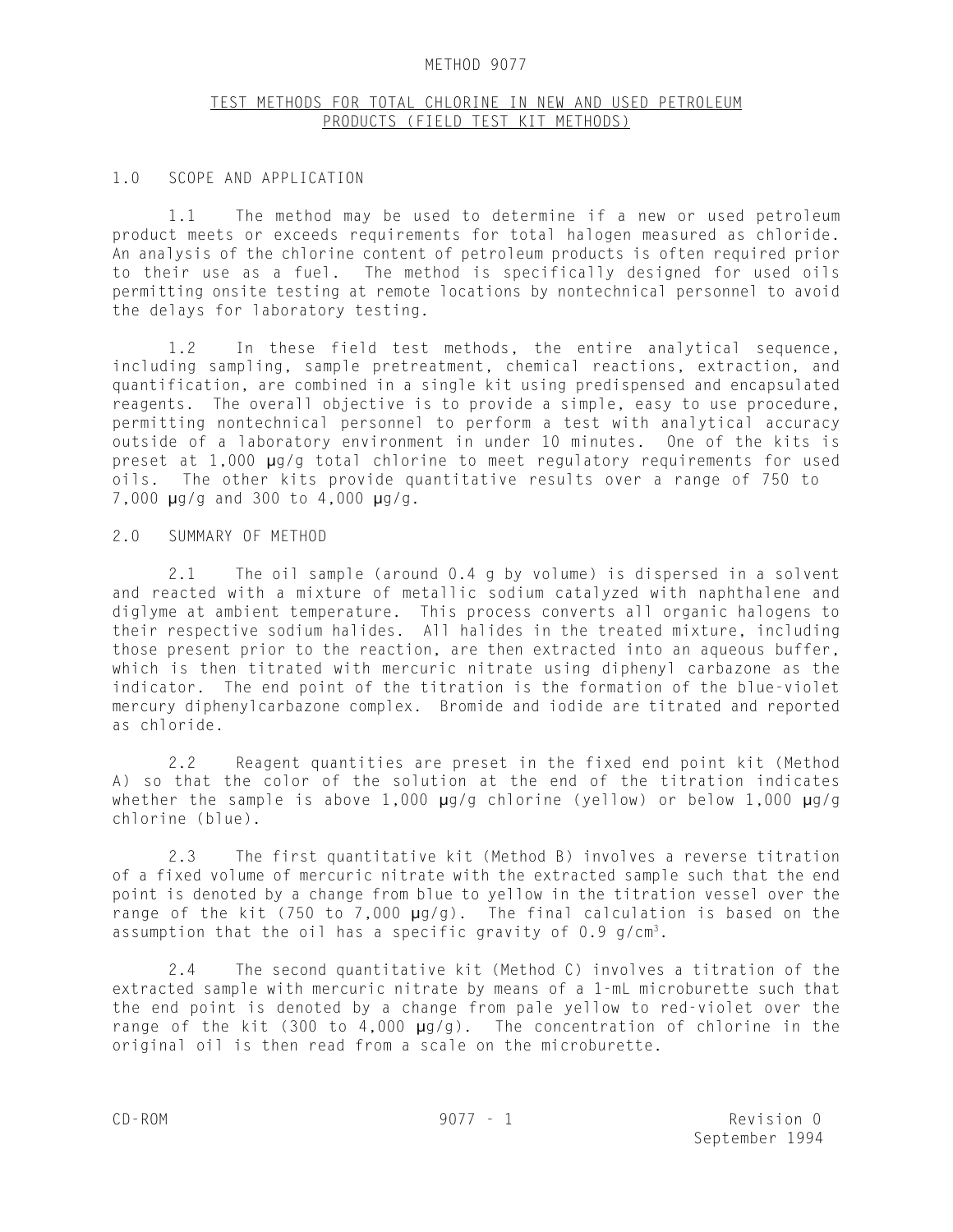# METHOD 9077

## TEST METHODS FOR TOTAL CHLORINE IN NEW AND USED PETROLEUM PRODUCTS (FIELD TEST KIT METHODS)

## 1.0 SCOPE AND APPLICATION

1.1 The method may be used to determine if a new or used petroleum product meets or exceeds requirements for total halogen measured as chloride. An analysis of the chlorine content of petroleum products is often required prior to their use as a fuel. The method is specifically designed for used oils permitting onsite testing at remote locations by nontechnical personnel to avoid the delays for laboratory testing.

1.2 In these field test methods, the entire analytical sequence, including sampling, sample pretreatment, chemical reactions, extraction, and quantification, are combined in a single kit using predispensed and encapsulated reagents. The overall objective is to provide a simple, easy to use procedure, permitting nontechnical personnel to perform a test with analytical accuracy outside of a laboratory environment in under 10 minutes. One of the kits is preset at 1,000 µg/g total chlorine to meet regulatory requirements for used oils. The other kits provide quantitative results over a range of 750 to 7,000 µg/g and 300 to 4,000 µg/g.

## 2.0 SUMMARY OF METHOD

2.1 The oil sample (around 0.4 g by volume) is dispersed in a solvent and reacted with a mixture of metallic sodium catalyzed with naphthalene and diglyme at ambient temperature. This process converts all organic halogens to their respective sodium halides. All halides in the treated mixture, including those present prior to the reaction, are then extracted into an aqueous buffer, which is then titrated with mercuric nitrate using diphenyl carbazone as the indicator. The end point of the titration is the formation of the blue-violet mercury diphenylcarbazone complex. Bromide and iodide are titrated and reported as chloride.

2.2 Reagent quantities are preset in the fixed end point kit (Method A) so that the color of the solution at the end of the titration indicates whether the sample is above 1,000 µg/g chlorine (yellow) or below 1,000 µg/g chlorine (blue).

2.3 The first quantitative kit (Method B) involves a reverse titration of a fixed volume of mercuric nitrate with the extracted sample such that the end point is denoted by a change from blue to yellow in the titration vessel over the range of the kit (750 to 7,000 µg/g). The final calculation is based on the assumption that the oil has a specific gravity of 0.9 g/cm$^3$.

2.4 The second quantitative kit (Method C) involves a titration of the extracted sample with mercuric nitrate by means of a 1-mL microburette such that the end point is denoted by a change from pale yellow to red-violet over the range of the kit (300 to 4,000 µg/g). The concentration of chlorine in the original oil is then read from a scale on the microburette.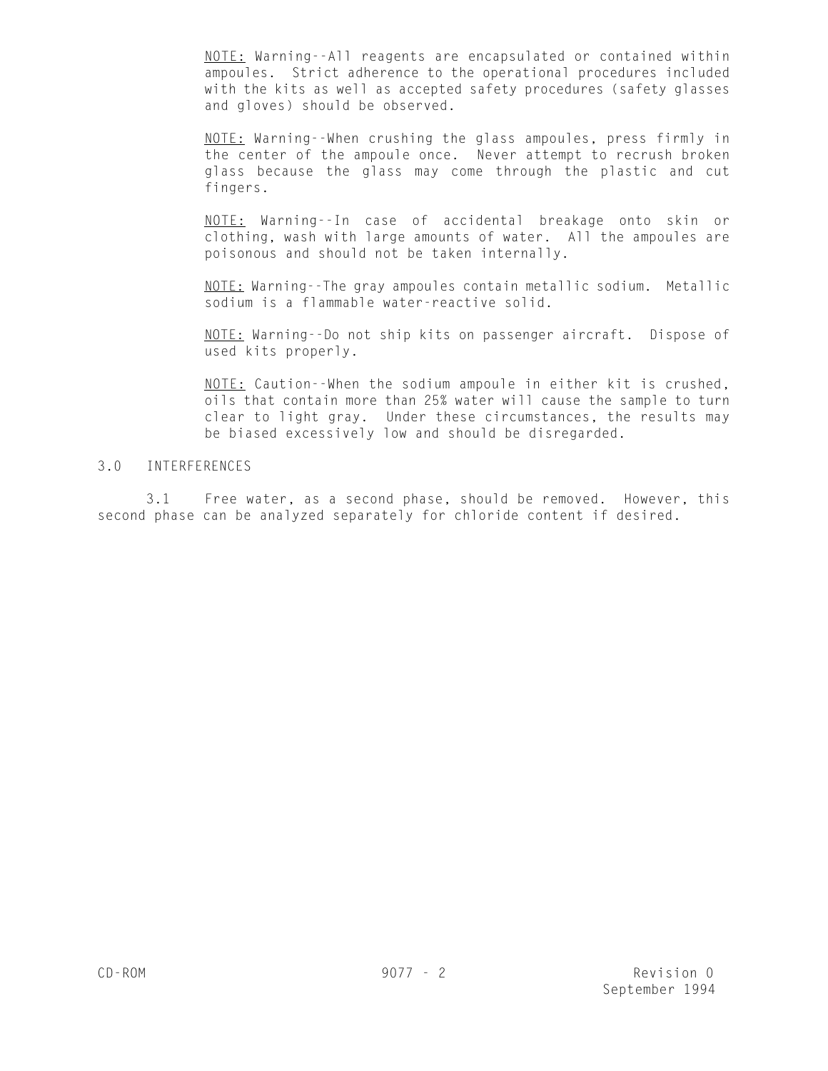<u>NOTE:</u> Warning--All reagents are encapsulated or contained within ampoules. Strict adherence to the operational procedures included with the kits as well as accepted safety procedures (safety glasses and gloves) should be observed.

<u>NOTE:</u> Warning--When crushing the glass ampoules, press firmly in the center of the ampoule once. Never attempt to recrush broken glass because the glass may come through the plastic and cut fingers.

<u>NOTE:</u> Warning--In case of accidental breakage onto skin or clothing, wash with large amounts of water. All the ampoules are poisonous and should not be taken internally.

<u>NOTE:</u> Warning--The gray ampoules contain metallic sodium. Metallic sodium is a flammable water-reactive solid.

<u>NOTE:</u> Warning--Do not ship kits on passenger aircraft. Dispose of used kits properly.

<u>NOTE:</u> Caution--When the sodium ampoule in either kit is crushed, oils that contain more than 25% water will cause the sample to turn clear to light gray. Under these circumstances, the results may be biased excessively low and should be disregarded.

## 3.0 INTERFERENCES

3.1 Free water, as a second phase, should be removed. However, this second phase can be analyzed separately for chloride content if desired.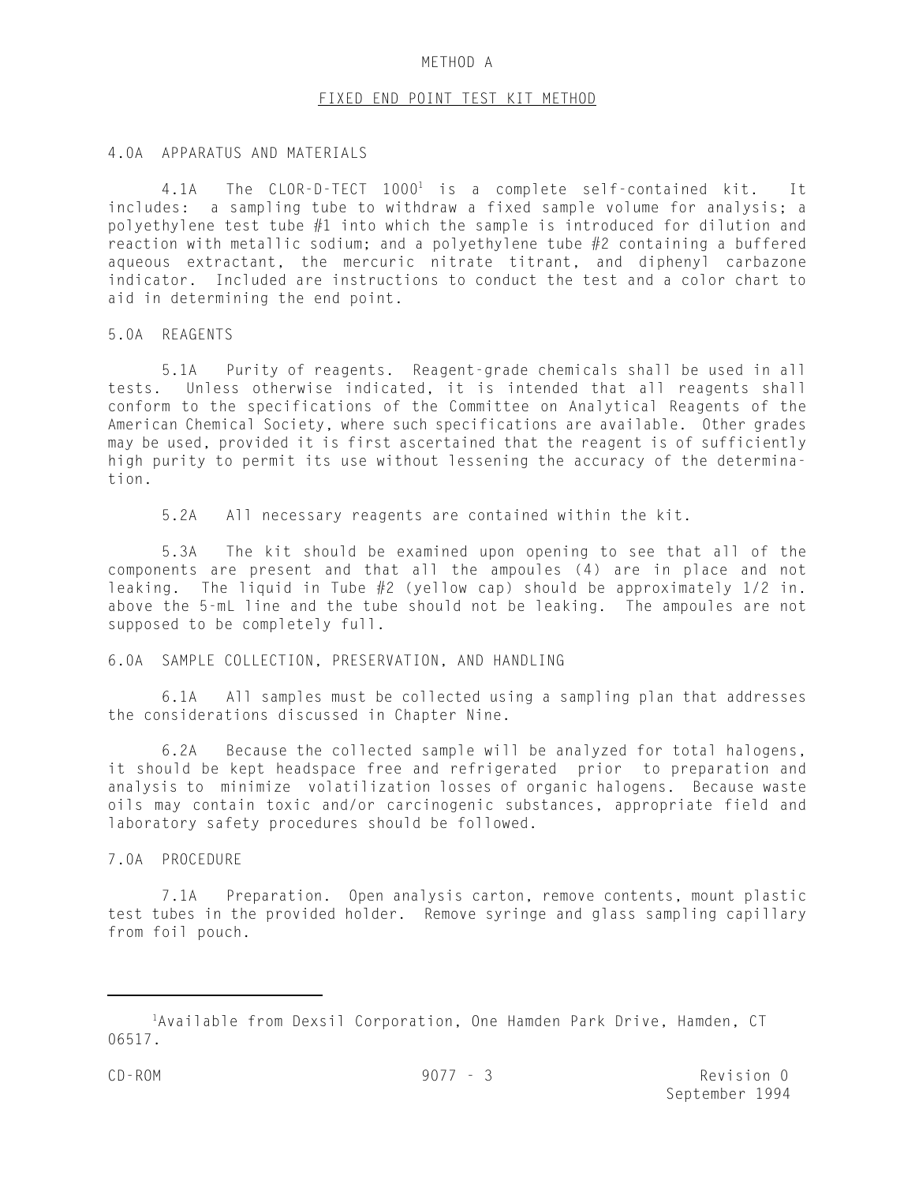# METHOD A

## FIXED END POINT TEST KIT METHOD

### 4.0A APPARATUS AND MATERIALS

4.1A The CLOR-D-TECT 1000[1] is a complete self-contained kit. It includes: a sampling tube to withdraw a fixed sample volume for analysis; a polyethylene test tube #1 into which the sample is introduced for dilution and reaction with metallic sodium; and a polyethylene tube #2 containing a buffered aqueous extractant, the mercuric nitrate titrant, and diphenyl carbazone indicator. Included are instructions to conduct the test and a color chart to aid in determining the end point.

### 5.0A REAGENTS

5.1A Purity of reagents. Reagent-grade chemicals shall be used in all tests. Unless otherwise indicated, it is intended that all reagents shall conform to the specifications of the Committee on Analytical Reagents of the American Chemical Society, where such specifications are available. Other grades may be used, provided it is first ascertained that the reagent is of sufficiently high purity to permit its use without lessening the accuracy of the determination.

5.2A All necessary reagents are contained within the kit.

5.3A The kit should be examined upon opening to see that all of the components are present and that all the ampoules (4) are in place and not leaking. The liquid in Tube #2 (yellow cap) should be approximately 1/2 in. above the 5-mL line and the tube should not be leaking. The ampoules are not supposed to be completely full.

### 6.0A SAMPLE COLLECTION, PRESERVATION, AND HANDLING

6.1A All samples must be collected using a sampling plan that addresses the considerations discussed in Chapter Nine.

6.2A Because the collected sample will be analyzed for total halogens, it should be kept headspace free and refrigerated prior to preparation and analysis to minimize volatilization losses of organic halogens. Because waste oils may contain toxic and/or carcinogenic substances, appropriate field and laboratory safety procedures should be followed.

### 7.0A PROCEDURE

7.1A Preparation. Open analysis carton, remove contents, mount plastic test tubes in the provided holder. Remove syringe and glass sampling capillary from foil pouch.

---

[1]Available from Dexsil Corporation, One Hamden Park Drive, Hamden, CT 06517.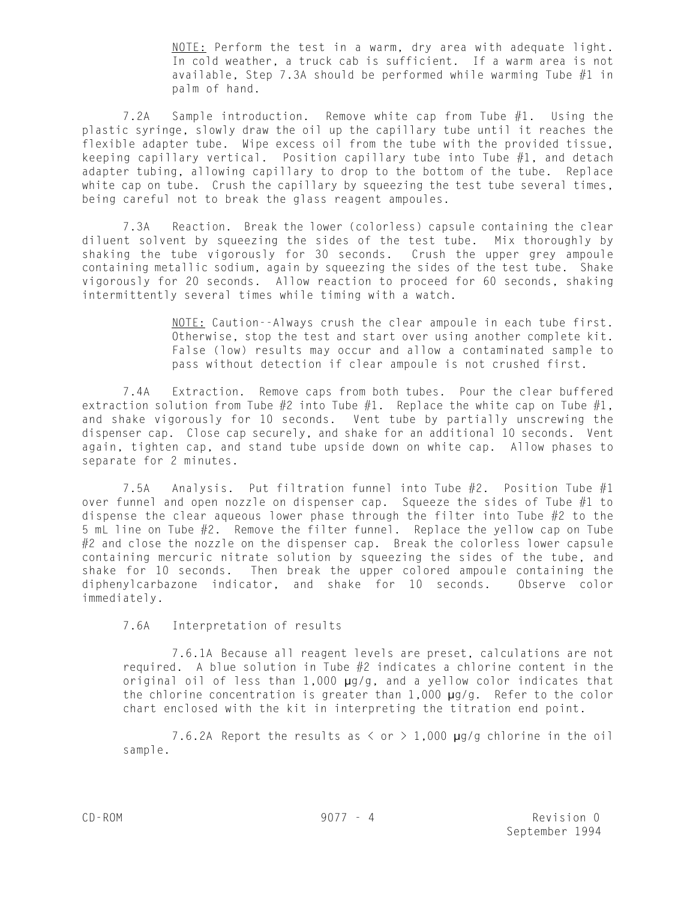NOTE: Perform the test in a warm, dry area with adequate light. In cold weather, a truck cab is sufficient. If a warm area is not available, Step 7.3A should be performed while warming Tube #1 in palm of hand.

7.2A Sample introduction. Remove white cap from Tube #1. Using the plastic syringe, slowly draw the oil up the capillary tube until it reaches the flexible adapter tube. Wipe excess oil from the tube with the provided tissue, keeping capillary vertical. Position capillary tube into Tube #1, and detach adapter tubing, allowing capillary to drop to the bottom of the tube. Replace white cap on tube. Crush the capillary by squeezing the test tube several times, being careful not to break the glass reagent ampoules.

7.3A Reaction. Break the lower (colorless) capsule containing the clear diluent solvent by squeezing the sides of the test tube. Mix thoroughly by shaking the tube vigorously for 30 seconds. Crush the upper grey ampoule containing metallic sodium, again by squeezing the sides of the test tube. Shake vigorously for 20 seconds. Allow reaction to proceed for 60 seconds, shaking intermittently several times while timing with a watch.

NOTE: Caution--Always crush the clear ampoule in each tube first. Otherwise, stop the test and start over using another complete kit. False (low) results may occur and allow a contaminated sample to pass without detection if clear ampoule is not crushed first.

7.4A Extraction. Remove caps from both tubes. Pour the clear buffered extraction solution from Tube #2 into Tube #1. Replace the white cap on Tube #1, and shake vigorously for 10 seconds. Vent tube by partially unscrewing the dispenser cap. Close cap securely, and shake for an additional 10 seconds. Vent again, tighten cap, and stand tube upside down on white cap. Allow phases to separate for 2 minutes.

7.5A Analysis. Put filtration funnel into Tube #2. Position Tube #1 over funnel and open nozzle on dispenser cap. Squeeze the sides of Tube #1 to dispense the clear aqueous lower phase through the filter into Tube #2 to the 5 mL line on Tube #2. Remove the filter funnel. Replace the yellow cap on Tube #2 and close the nozzle on the dispenser cap. Break the colorless lower capsule containing mercuric nitrate solution by squeezing the sides of the tube, and shake for 10 seconds. Then break the upper colored ampoule containing the diphenylcarbazone indicator, and shake for 10 seconds. Observe color immediately.

7.6A Interpretation of results

7.6.1A Because all reagent levels are preset, calculations are not required. A blue solution in Tube #2 indicates a chlorine content in the original oil of less than 1,000 µg/g, and a yellow color indicates that the chlorine concentration is greater than 1,000 µg/g. Refer to the color chart enclosed with the kit in interpreting the titration end point.

7.6.2A Report the results as < or > 1,000 µg/g chlorine in the oil sample.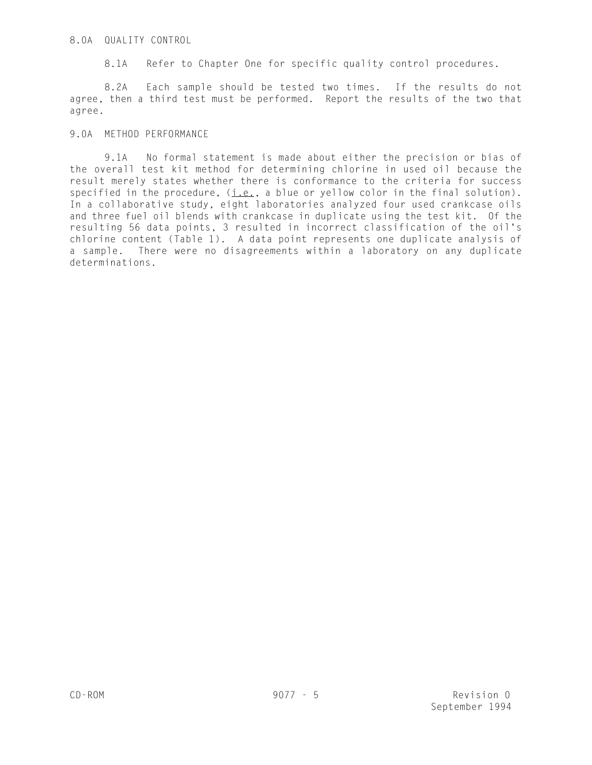## 8.0A QUALITY CONTROL

8.1A Refer to Chapter One for specific quality control procedures.

8.2A Each sample should be tested two times. If the results do not agree, then a third test must be performed. Report the results of the two that agree.

## 9.0A METHOD PERFORMANCE

9.1A No formal statement is made about either the precision or bias of the overall test kit method for determining chlorine in used oil because the result merely states whether there is conformance to the criteria for success specified in the procedure, (i.e., a blue or yellow color in the final solution). In a collaborative study, eight laboratories analyzed four used crankcase oils and three fuel oil blends with crankcase in duplicate using the test kit. Of the resulting 56 data points, 3 resulted in incorrect classification of the oil's chlorine content (Table 1). A data point represents one duplicate analysis of a sample. There were no disagreements within a laboratory on any duplicate determinations.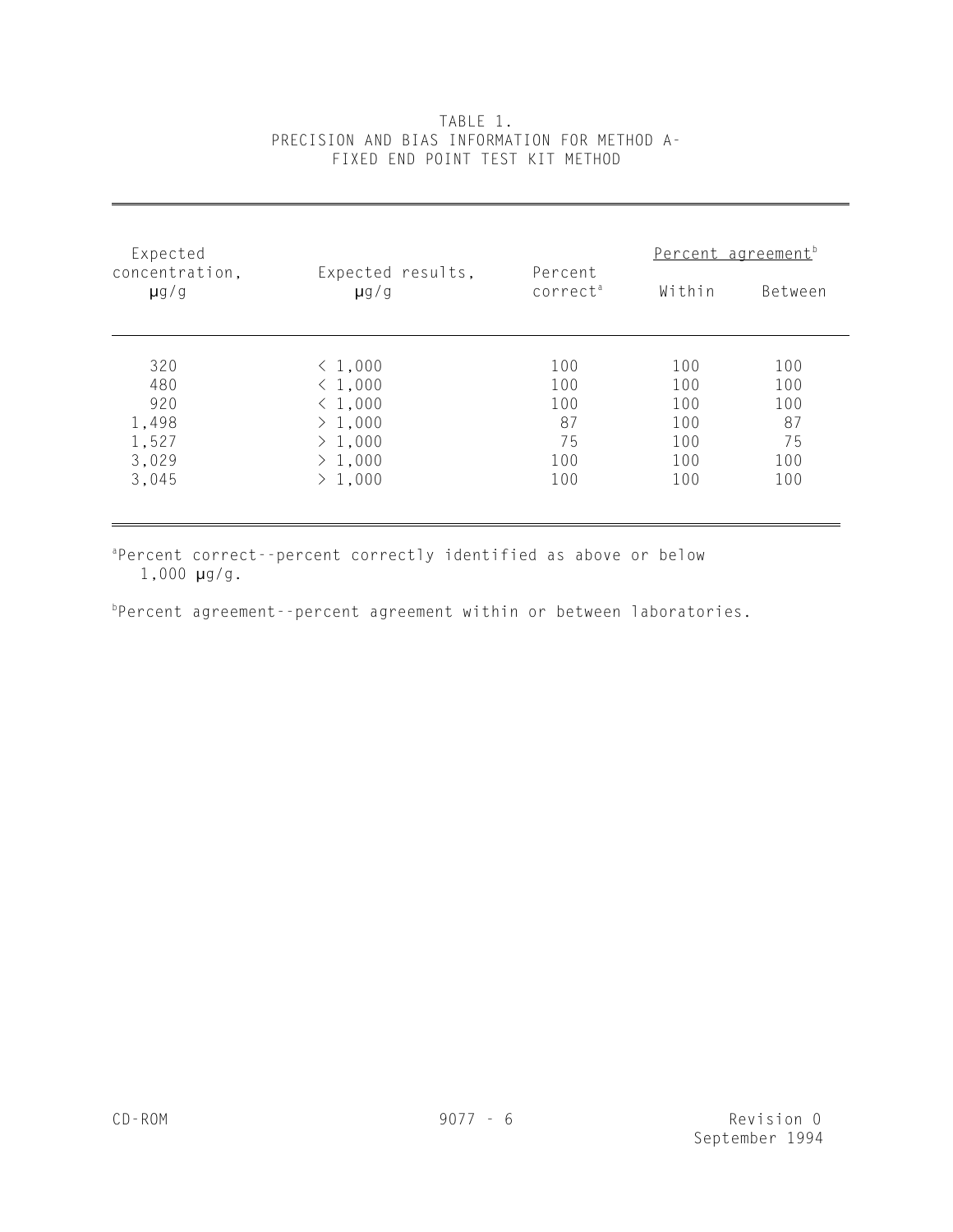TABLE 1.
PRECISION AND BIAS INFORMATION FOR METHOD A-
FIXED END POINT TEST KIT METHOD

| Expected concentration, μg/g | Expected results, μg/g | Percent correct[a] | Percent agreement[b] | |
|---|---|---|---|---|
| | | | Within | Between |
| 320 | < 1,000 | 100 | 100 | 100 |
| 480 | < 1,000 | 100 | 100 | 100 |
| 920 | < 1,000 | 100 | 100 | 100 |
| 1,498 | > 1,000 | 87 | 100 | 87 |
| 1,527 | > 1,000 | 75 | 100 | 75 |
| 3,029 | > 1,000 | 100 | 100 | 100 |
| 3,045 | > 1,000 | 100 | 100 | 100 |

[a]Percent correct--percent correctly identified as above or below 1,000 μg/g.

[b]Percent agreement--percent agreement within or between laboratories.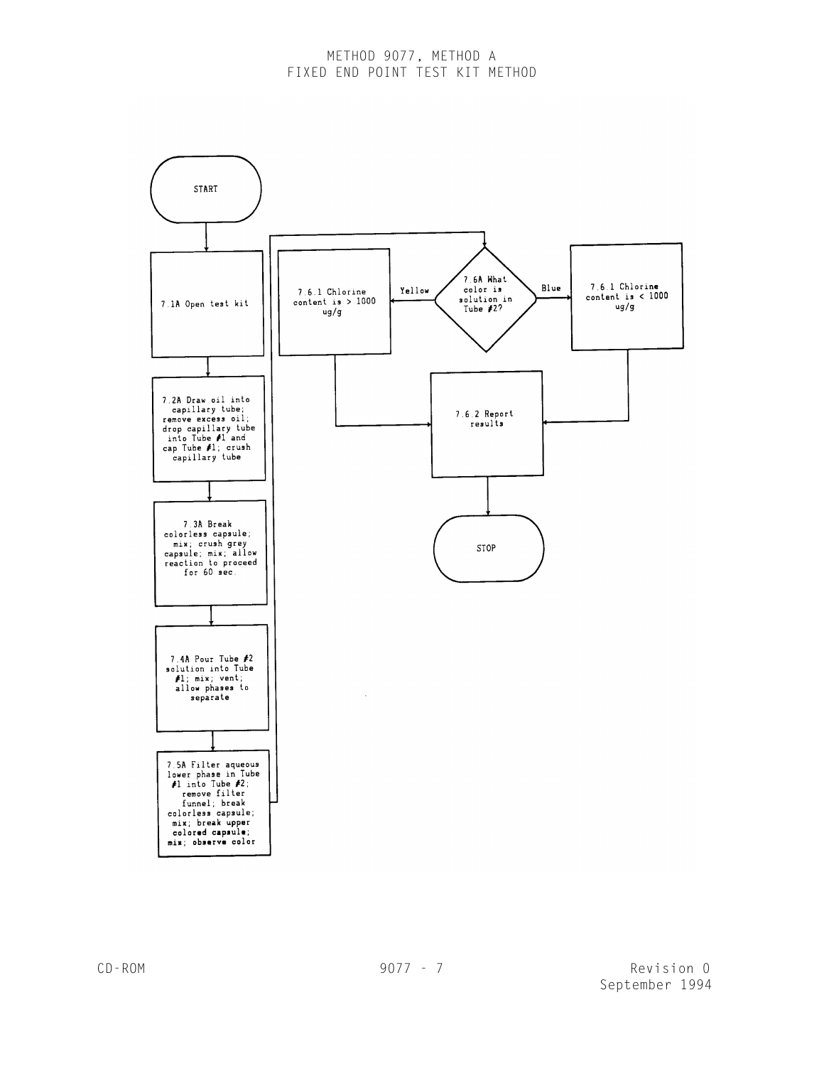# METHOD 9077, METHOD A
## FIXED END POINT TEST KIT METHOD

START

7.1A Open test kit

7.2A Draw oil into capillary tube; remove excess oil; drop capillary tube into Tube #1 and cap Tube #1; crush capillary tube

7.3A Break colorless capsule; mix; crush grey capsule; mix; allow reaction to proceed for 60 sec.

7.4A Pour Tube #2 solution into Tube #1; mix; vent; allow phases to separate

7.5A Filter aqueous lower phase in Tube #1 into Tube #2; remove filter funnel; break colorless capsule; mix; break upper colored capsule; mix; observe color

7.6A What color is solution in Tube #2?

- Yellow → 7.6.1 Chlorine content is > 1000 ug/g
- Blue → 7.6.1 Chlorine content is < 1000 ug/g

7.6.2 Report results

STOP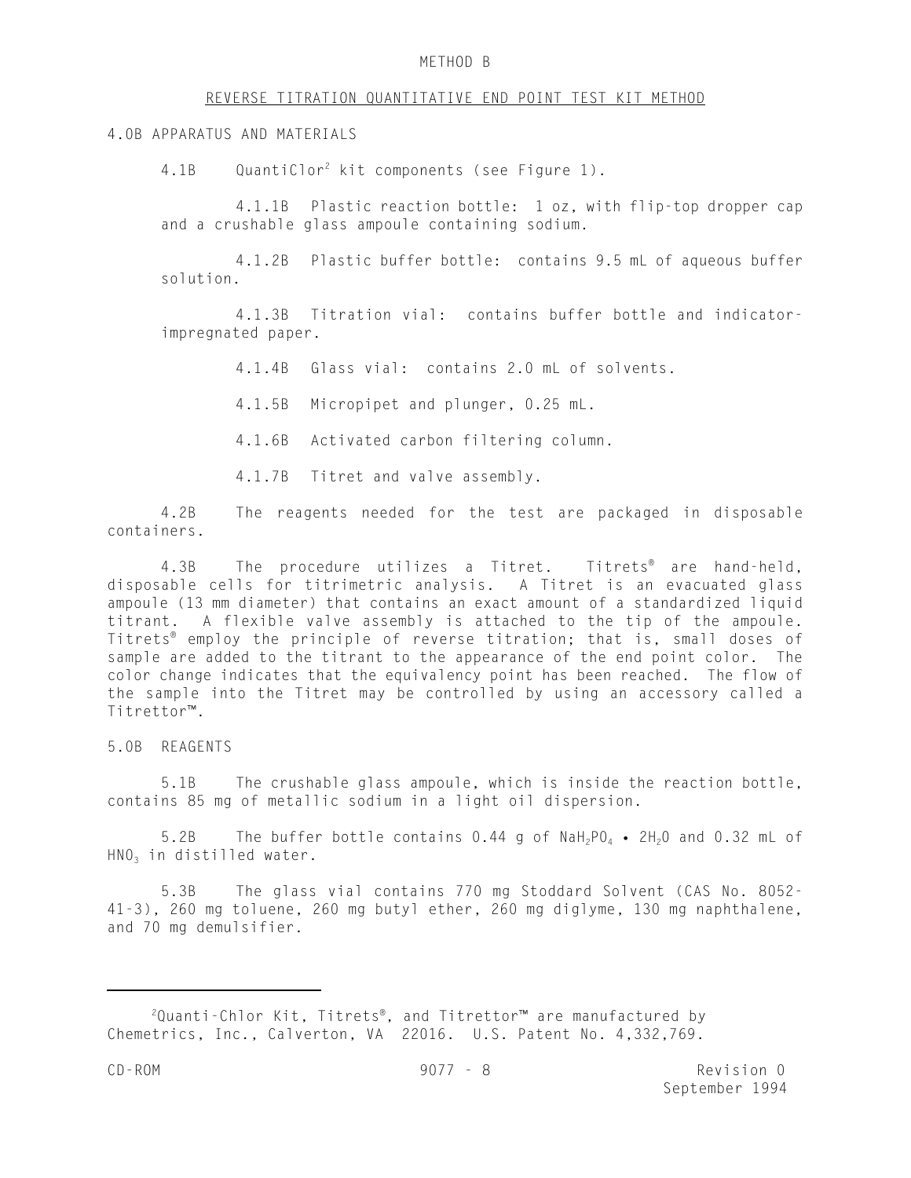# METHOD B

## REVERSE TITRATION QUANTITATIVE END POINT TEST KIT METHOD

### 4.0B APPARATUS AND MATERIALS

4.1B QuantiClor[2] kit components (see Figure 1).

4.1.1B Plastic reaction bottle: 1 oz, with flip-top dropper cap and a crushable glass ampoule containing sodium.

4.1.2B Plastic buffer bottle: contains 9.5 mL of aqueous buffer solution.

4.1.3B Titration vial: contains buffer bottle and indicator-impregnated paper.

4.1.4B Glass vial: contains 2.0 mL of solvents.

4.1.5B Micropipet and plunger, 0.25 mL.

4.1.6B Activated carbon filtering column.

4.1.7B Titret and valve assembly.

4.2B The reagents needed for the test are packaged in disposable containers.

4.3B The procedure utilizes a Titret. Titrets® are hand-held, disposable cells for titrimetric analysis. A Titret is an evacuated glass ampoule (13 mm diameter) that contains an exact amount of a standardized liquid titrant. A flexible valve assembly is attached to the tip of the ampoule. Titrets® employ the principle of reverse titration; that is, small doses of sample are added to the titrant to the appearance of the end point color. The color change indicates that the equivalency point has been reached. The flow of the sample into the Titret may be controlled by using an accessory called a Titrettor™.

### 5.0B REAGENTS

5.1B The crushable glass ampoule, which is inside the reaction bottle, contains 85 mg of metallic sodium in a light oil dispersion.

5.2B The buffer bottle contains 0.44 g of $NaH_2PO_4 \cdot 2H_2O$ and 0.32 mL of $HNO_3$ in distilled water.

5.3B The glass vial contains 770 mg Stoddard Solvent (CAS No. 8052-41-3), 260 mg toluene, 260 mg butyl ether, 260 mg diglyme, 130 mg naphthalene, and 70 mg demulsifier.

---

[2] Quanti-Chlor Kit, Titrets®, and Titrettor™ are manufactured by Chemetrics, Inc., Calverton, VA 22016. U.S. Patent No. 4,332,769.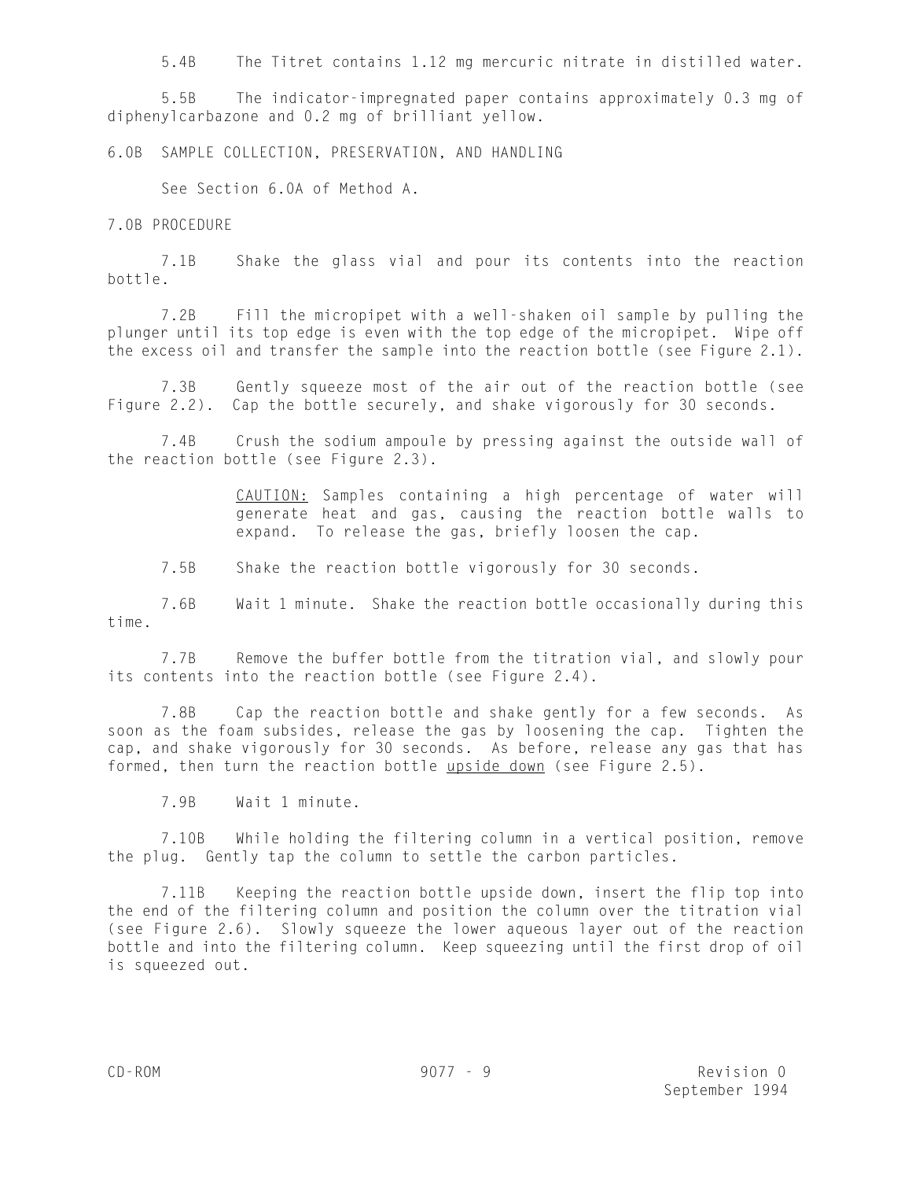5.4B The Titret contains 1.12 mg mercuric nitrate in distilled water.

5.5B The indicator-impregnated paper contains approximately 0.3 mg of diphenylcarbazone and 0.2 mg of brilliant yellow.

## 6.0B SAMPLE COLLECTION, PRESERVATION, AND HANDLING

See Section 6.0A of Method A.

## 7.0B PROCEDURE

7.1B Shake the glass vial and pour its contents into the reaction bottle.

7.2B Fill the micropipet with a well-shaken oil sample by pulling the plunger until its top edge is even with the top edge of the micropipet. Wipe off the excess oil and transfer the sample into the reaction bottle (see Figure 2.1).

7.3B Gently squeeze most of the air out of the reaction bottle (see Figure 2.2). Cap the bottle securely, and shake vigorously for 30 seconds.

7.4B Crush the sodium ampoule by pressing against the outside wall of the reaction bottle (see Figure 2.3).

> CAUTION: Samples containing a high percentage of water will generate heat and gas, causing the reaction bottle walls to expand. To release the gas, briefly loosen the cap.

7.5B Shake the reaction bottle vigorously for 30 seconds.

7.6B Wait 1 minute. Shake the reaction bottle occasionally during this time.

7.7B Remove the buffer bottle from the titration vial, and slowly pour its contents into the reaction bottle (see Figure 2.4).

7.8B Cap the reaction bottle and shake gently for a few seconds. As soon as the foam subsides, release the gas by loosening the cap. Tighten the cap, and shake vigorously for 30 seconds. As before, release any gas that has formed, then turn the reaction bottle upside down (see Figure 2.5).

7.9B Wait 1 minute.

7.10B While holding the filtering column in a vertical position, remove the plug. Gently tap the column to settle the carbon particles.

7.11B Keeping the reaction bottle upside down, insert the flip top into the end of the filtering column and position the column over the titration vial (see Figure 2.6). Slowly squeeze the lower aqueous layer out of the reaction bottle and into the filtering column. Keep squeezing until the first drop of oil is squeezed out.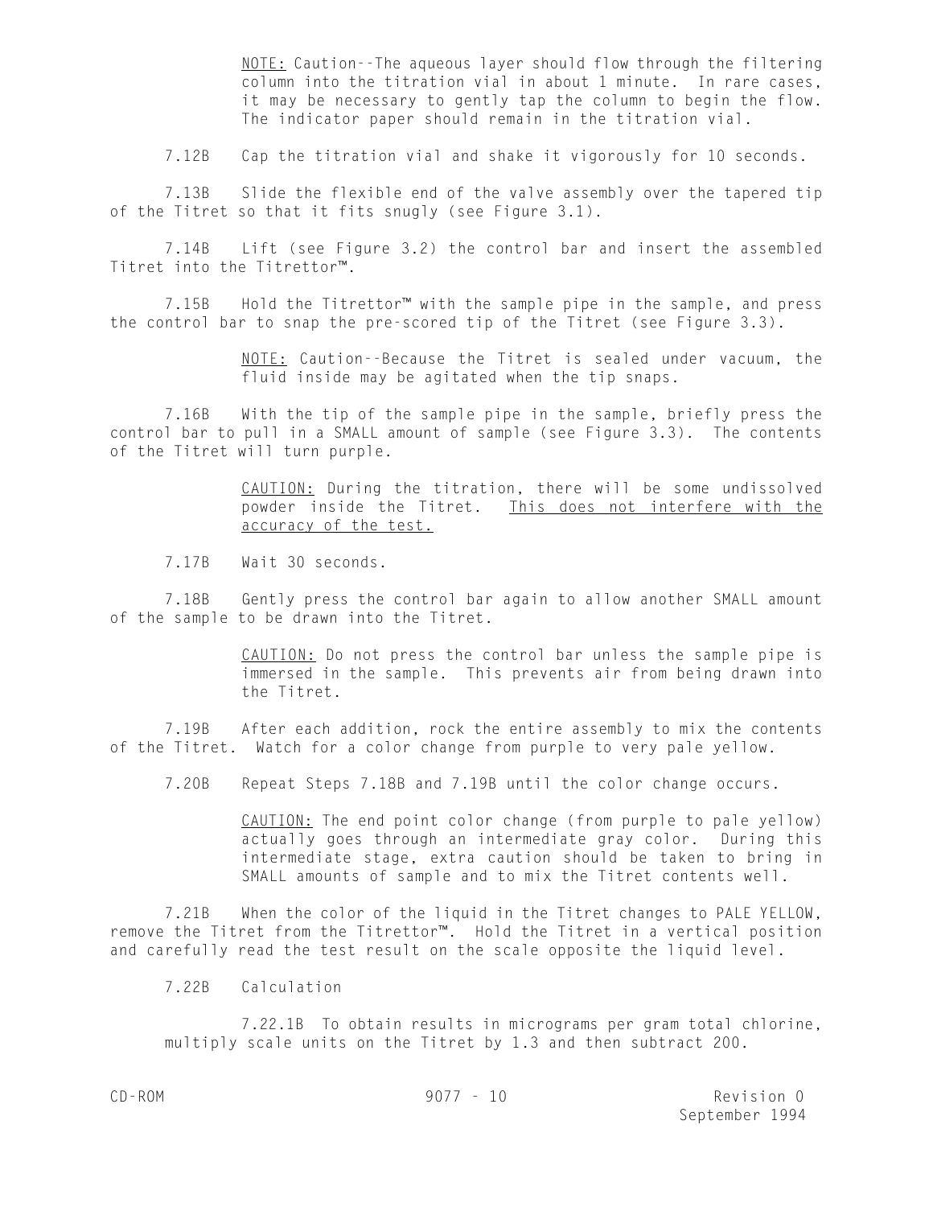NOTE: Caution--The aqueous layer should flow through the filtering column into the titration vial in about 1 minute. In rare cases, it may be necessary to gently tap the column to begin the flow. The indicator paper should remain in the titration vial.

7.12B Cap the titration vial and shake it vigorously for 10 seconds.

7.13B Slide the flexible end of the valve assembly over the tapered tip of the Titret so that it fits snugly (see Figure 3.1).

7.14B Lift (see Figure 3.2) the control bar and insert the assembled Titret into the Titrettor™.

7.15B Hold the Titrettor™ with the sample pipe in the sample, and press the control bar to snap the pre-scored tip of the Titret (see Figure 3.3).

NOTE: Caution--Because the Titret is sealed under vacuum, the fluid inside may be agitated when the tip snaps.

7.16B With the tip of the sample pipe in the sample, briefly press the control bar to pull in a SMALL amount of sample (see Figure 3.3). The contents of the Titret will turn purple.

CAUTION: During the titration, there will be some undissolved powder inside the Titret. This does not interfere with the accuracy of the test.

7.17B Wait 30 seconds.

7.18B Gently press the control bar again to allow another SMALL amount of the sample to be drawn into the Titret.

CAUTION: Do not press the control bar unless the sample pipe is immersed in the sample. This prevents air from being drawn into the Titret.

7.19B After each addition, rock the entire assembly to mix the contents of the Titret. Watch for a color change from purple to very pale yellow.

7.20B Repeat Steps 7.18B and 7.19B until the color change occurs.

CAUTION: The end point color change (from purple to pale yellow) actually goes through an intermediate gray color. During this intermediate stage, extra caution should be taken to bring in SMALL amounts of sample and to mix the Titret contents well.

7.21B When the color of the liquid in the Titret changes to PALE YELLOW, remove the Titret from the Titrettor™. Hold the Titret in a vertical position and carefully read the test result on the scale opposite the liquid level.

7.22B Calculation

7.22.1B To obtain results in micrograms per gram total chlorine, multiply scale units on the Titret by 1.3 and then subtract 200.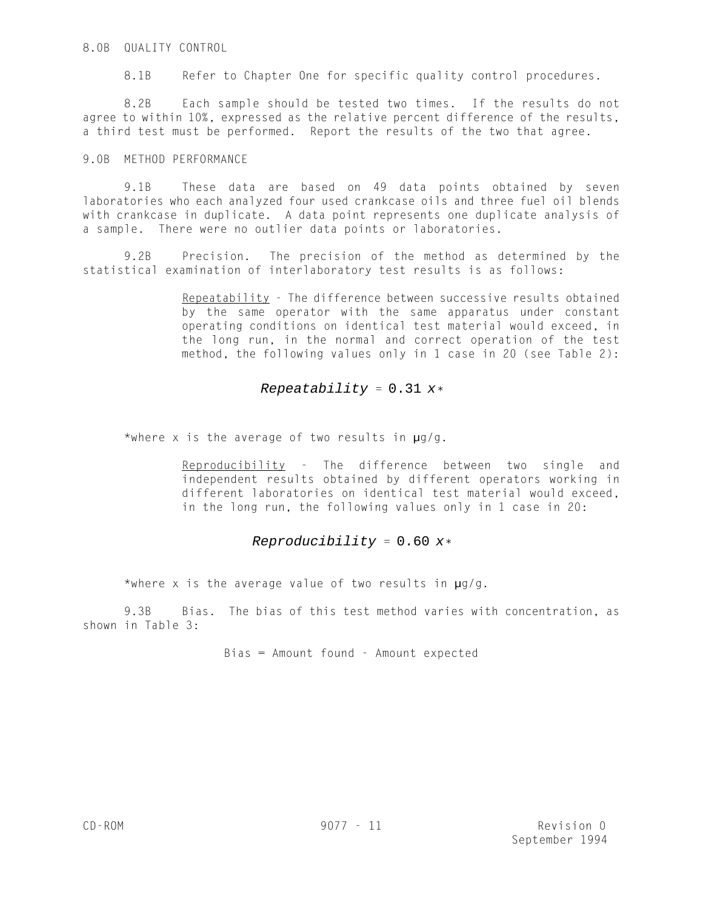## 8.0B QUALITY CONTROL

8.1B Refer to Chapter One for specific quality control procedures.

8.2B Each sample should be tested two times. If the results do not agree to within 10%, expressed as the relative percent difference of the results, a third test must be performed. Report the results of the two that agree.

## 9.0B METHOD PERFORMANCE

9.1B These data are based on 49 data points obtained by seven laboratories who each analyzed four used crankcase oils and three fuel oil blends with crankcase in duplicate. A data point represents one duplicate analysis of a sample. There were no outlier data points or laboratories.

9.2B Precision. The precision of the method as determined by the statistical examination of interlaboratory test results is as follows:

> Repeatability - The difference between successive results obtained by the same operator with the same apparatus under constant operating conditions on identical test material would exceed, in the long run, in the normal and correct operation of the test method, the following values only in 1 case in 20 (see Table 2):

$$Repeatability = 0.31\ x*$$

*where x is the average of two results in µg/g.

> Reproducibility - The difference between two single and independent results obtained by different operators working in different laboratories on identical test material would exceed, in the long run, the following values only in 1 case in 20:

$$Reproducibility = 0.60\ x*$$

*where x is the average value of two results in µg/g.

9.3B Bias. The bias of this test method varies with concentration, as shown in Table 3:

Bias = Amount found - Amount expected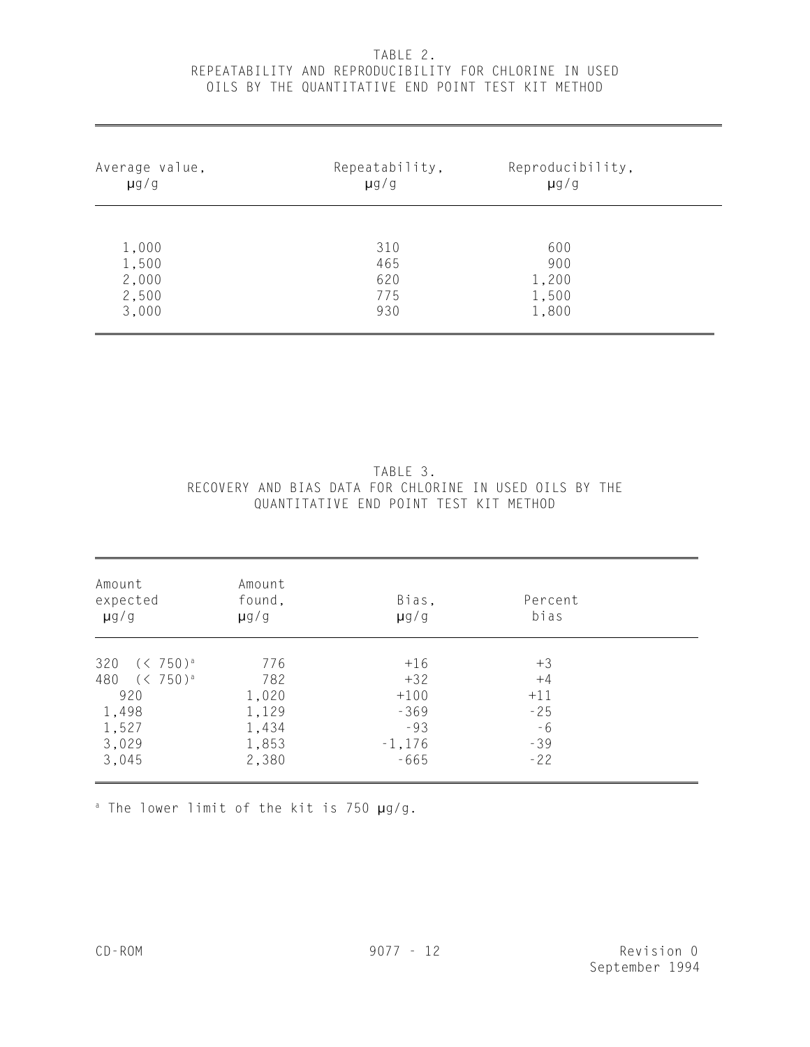TABLE 2.
REPEATABILITY AND REPRODUCIBILITY FOR CHLORINE IN USED OILS BY THE QUANTITATIVE END POINT TEST KIT METHOD

| Average value, µg/g | Repeatability, µg/g | Reproducibility, µg/g |
|---|---|---|
| 1,000 | 310 | 600 |
| 1,500 | 465 | 900 |
| 2,000 | 620 | 1,200 |
| 2,500 | 775 | 1,500 |
| 3,000 | 930 | 1,800 |

TABLE 3.
RECOVERY AND BIAS DATA FOR CHLORINE IN USED OILS BY THE QUANTITATIVE END POINT TEST KIT METHOD

| Amount expected µg/g | Amount found, µg/g | Bias, µg/g | Percent bias |
|---|---|---|---|
| 320 (< 750)[a] | 776 | +16 | +3 |
| 480 (< 750)[a] | 782 | +32 | +4 |
| 920 | 1,020 | +100 | +11 |
| 1,498 | 1,129 | -369 | -25 |
| 1,527 | 1,434 | -93 | -6 |
| 3,029 | 1,853 | -1,176 | -39 |
| 3,045 | 2,380 | -665 | -22 |

[a] The lower limit of the kit is 750 µg/g.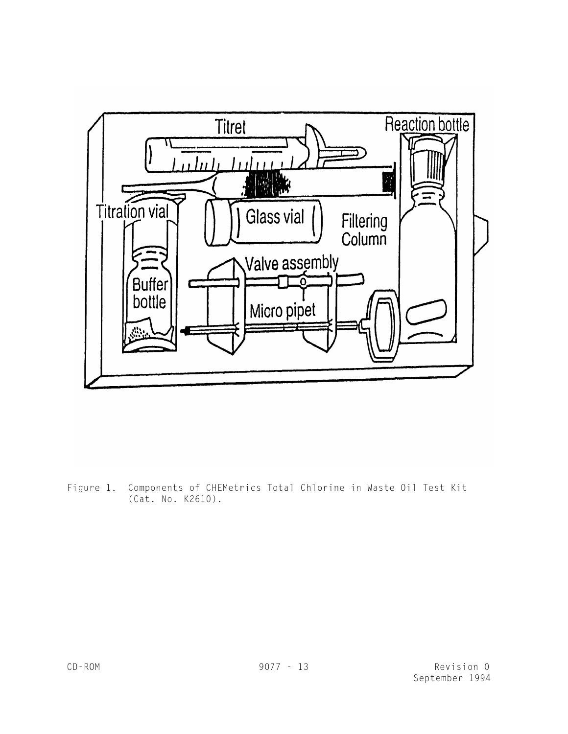Figure 1. Components of CHEMetrics Total Chlorine in Waste Oil Test Kit (Cat. No. K2610).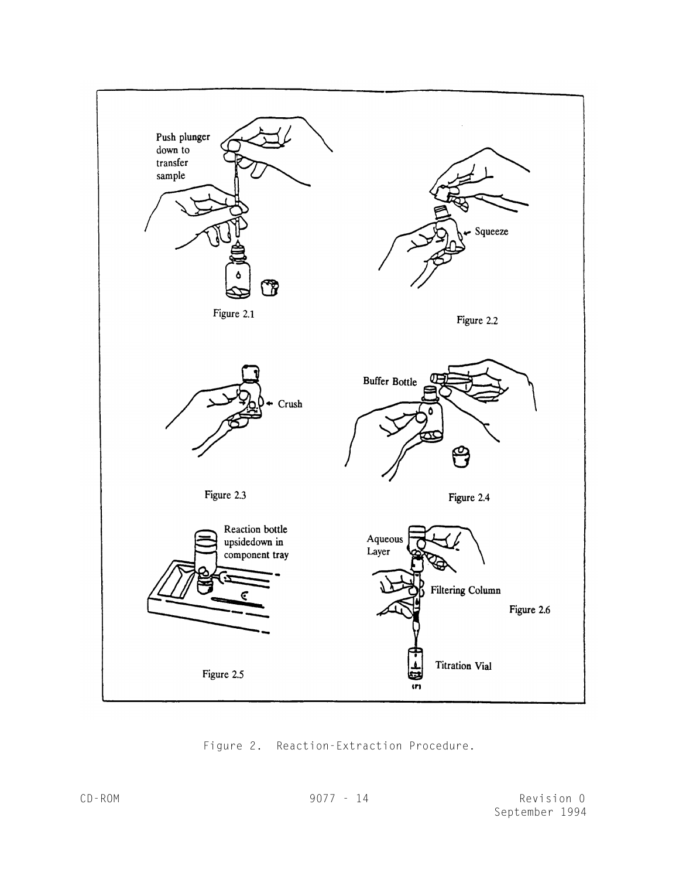Push plunger down to transfer sample

Figure 2.1

Squeeze

Figure 2.2

Crush

Figure 2.3

Buffer Bottle

Figure 2.4

Reaction bottle upsidedown in component tray

Figure 2.5

Aqueous Layer

Filtering Column

Titration Vial

Figure 2.6

Figure 2. Reaction-Extraction Procedure.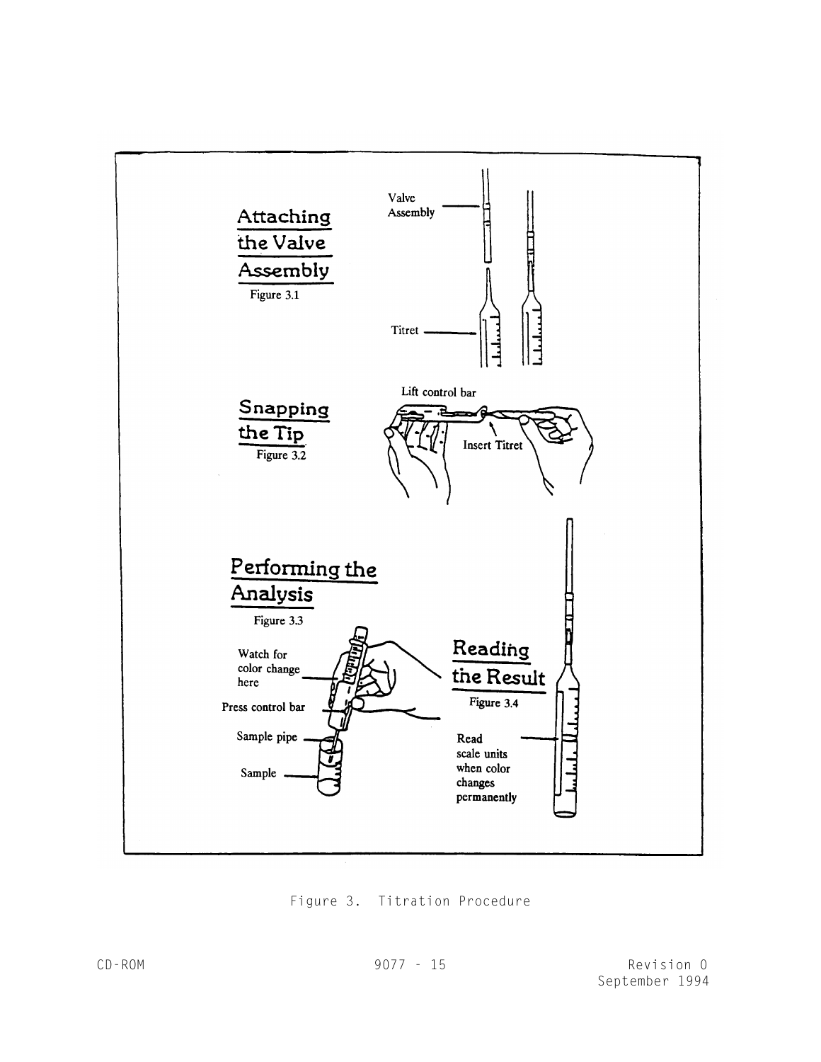Attaching the Valve Assembly

Figure 3.1

Valve Assembly

Titret

Snapping the Tip

Figure 3.2

Lift control bar

Insert Titret

Performing the Analysis

Figure 3.3

Watch for color change here

Press control bar

Sample pipe

Sample

Reading the Result

Figure 3.4

Read scale units when color changes permanently

Figure 3. Titration Procedure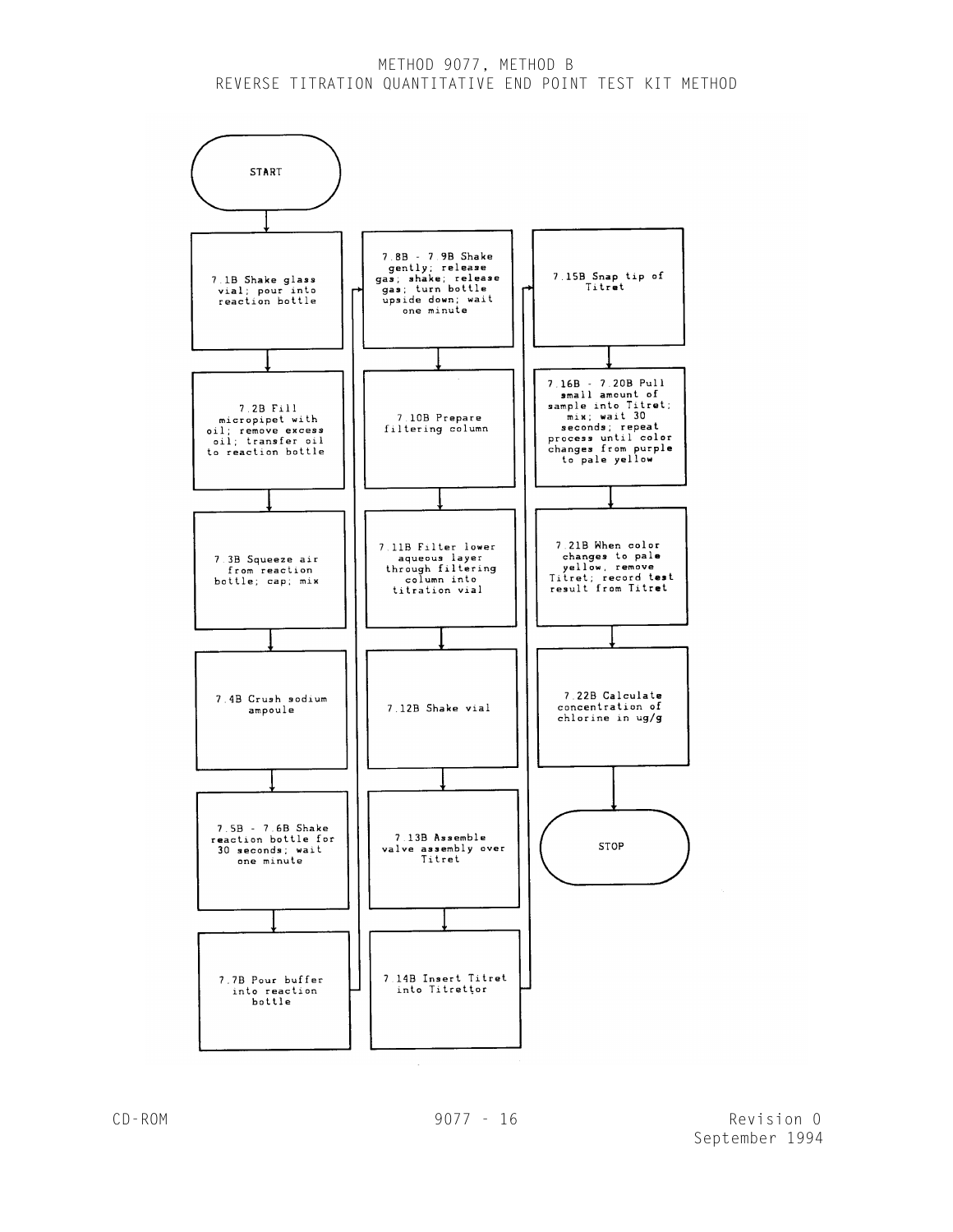# METHOD 9077, METHOD B
# REVERSE TITRATION QUANTITATIVE END POINT TEST KIT METHOD

START

7.1B Shake glass vial; pour into reaction bottle

7.2B Fill micropipet with oil; remove excess oil; transfer oil to reaction bottle

7.3B Squeeze air from reaction bottle; cap; mix

7.4B Crush sodium ampoule

7.5B - 7.6B Shake reaction bottle for 30 seconds; wait one minute

7.7B Pour buffer into reaction bottle

7.8B - 7.9B Shake gently; release gas; shake; release gas; turn bottle upside down; wait one minute

7.10B Prepare filtering column

7.11B Filter lower aqueous layer through filtering column into titration vial

7.12B Shake vial

7.13B Assemble valve assembly over Titret

7.14B Insert Titret into Titrettor

7.15B Snap tip of Titret

7.16B - 7.20B Pull small amount of sample into Titret; mix; wait 30 seconds; repeat process until color changes from purple to pale yellow

7.21B When color changes to pale yellow, remove Titret; record test result from Titret

7.22B Calculate concentration of chlorine in ug/g

STOP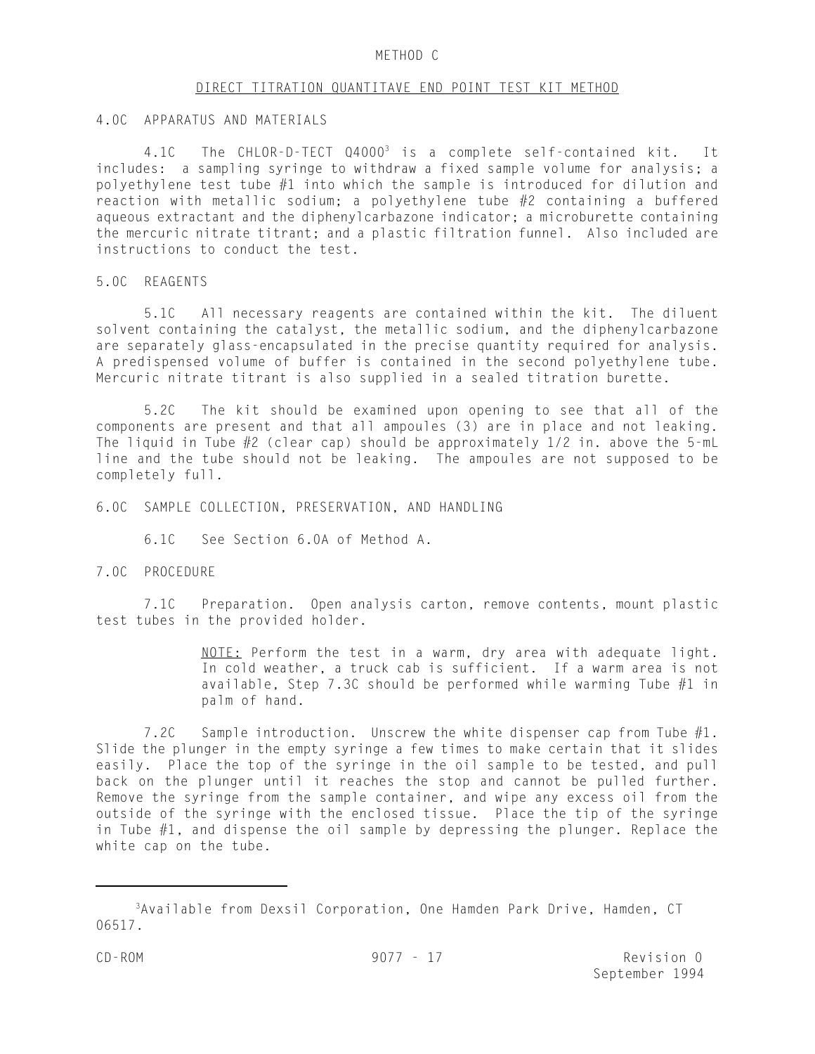## METHOD C

### DIRECT TITRATION QUANTITAVE END POINT TEST KIT METHOD

4.0C APPARATUS AND MATERIALS

4.1C The CHLOR-D-TECT Q4000[3] is a complete self-contained kit. It includes: a sampling syringe to withdraw a fixed sample volume for analysis; a polyethylene test tube #1 into which the sample is introduced for dilution and reaction with metallic sodium; a polyethylene tube #2 containing a buffered aqueous extractant and the diphenylcarbazone indicator; a microburette containing the mercuric nitrate titrant; and a plastic filtration funnel. Also included are instructions to conduct the test.

5.0C REAGENTS

5.1C All necessary reagents are contained within the kit. The diluent solvent containing the catalyst, the metallic sodium, and the diphenylcarbazone are separately glass-encapsulated in the precise quantity required for analysis. A predispensed volume of buffer is contained in the second polyethylene tube. Mercuric nitrate titrant is also supplied in a sealed titration burette.

5.2C The kit should be examined upon opening to see that all of the components are present and that all ampoules (3) are in place and not leaking. The liquid in Tube #2 (clear cap) should be approximately 1/2 in. above the 5-mL line and the tube should not be leaking. The ampoules are not supposed to be completely full.

6.0C SAMPLE COLLECTION, PRESERVATION, AND HANDLING

6.1C See Section 6.0A of Method A.

7.0C PROCEDURE

7.1C Preparation. Open analysis carton, remove contents, mount plastic test tubes in the provided holder.

> NOTE: Perform the test in a warm, dry area with adequate light. In cold weather, a truck cab is sufficient. If a warm area is not available, Step 7.3C should be performed while warming Tube #1 in palm of hand.

7.2C Sample introduction. Unscrew the white dispenser cap from Tube #1. Slide the plunger in the empty syringe a few times to make certain that it slides easily. Place the top of the syringe in the oil sample to be tested, and pull back on the plunger until it reaches the stop and cannot be pulled further. Remove the syringe from the sample container, and wipe any excess oil from the outside of the syringe with the enclosed tissue. Place the tip of the syringe in Tube #1, and dispense the oil sample by depressing the plunger. Replace the white cap on the tube.

---

[3] Available from Dexsil Corporation, One Hamden Park Drive, Hamden, CT 06517.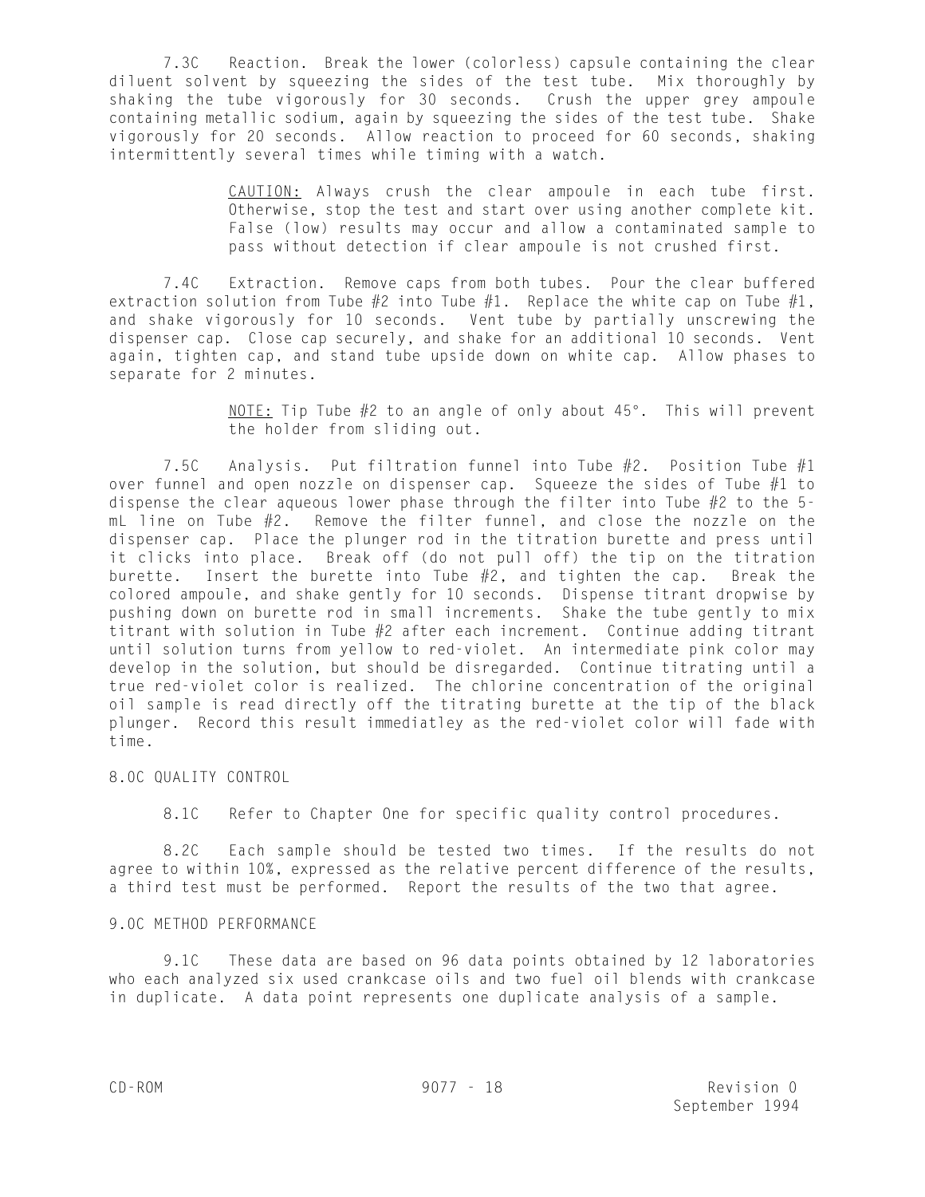7.3C Reaction. Break the lower (colorless) capsule containing the clear diluent solvent by squeezing the sides of the test tube. Mix thoroughly by shaking the tube vigorously for 30 seconds. Crush the upper grey ampoule containing metallic sodium, again by squeezing the sides of the test tube. Shake vigorously for 20 seconds. Allow reaction to proceed for 60 seconds, shaking intermittently several times while timing with a watch.

> <u>CAUTION:</u> Always crush the clear ampoule in each tube first. Otherwise, stop the test and start over using another complete kit. False (low) results may occur and allow a contaminated sample to pass without detection if clear ampoule is not crushed first.

7.4C Extraction. Remove caps from both tubes. Pour the clear buffered extraction solution from Tube #2 into Tube #1. Replace the white cap on Tube #1, and shake vigorously for 10 seconds. Vent tube by partially unscrewing the dispenser cap. Close cap securely, and shake for an additional 10 seconds. Vent again, tighten cap, and stand tube upside down on white cap. Allow phases to separate for 2 minutes.

> <u>NOTE:</u> Tip Tube #2 to an angle of only about 45°. This will prevent the holder from sliding out.

7.5C Analysis. Put filtration funnel into Tube #2. Position Tube #1 over funnel and open nozzle on dispenser cap. Squeeze the sides of Tube #1 to dispense the clear aqueous lower phase through the filter into Tube #2 to the 5-mL line on Tube #2. Remove the filter funnel, and close the nozzle on the dispenser cap. Place the plunger rod in the titration burette and press until it clicks into place. Break off (do not pull off) the tip on the titration burette. Insert the burette into Tube #2, and tighten the cap. Break the colored ampoule, and shake gently for 10 seconds. Dispense titrant dropwise by pushing down on burette rod in small increments. Shake the tube gently to mix titrant with solution in Tube #2 after each increment. Continue adding titrant until solution turns from yellow to red-violet. An intermediate pink color may develop in the solution, but should be disregarded. Continue titrating until a true red-violet color is realized. The chlorine concentration of the original oil sample is read directly off the titrating burette at the tip of the black plunger. Record this result immediatley as the red-violet color will fade with time.

## 8.0C QUALITY CONTROL

8.1C Refer to Chapter One for specific quality control procedures.

8.2C Each sample should be tested two times. If the results do not agree to within 10%, expressed as the relative percent difference of the results, a third test must be performed. Report the results of the two that agree.

## 9.0C METHOD PERFORMANCE

9.1C These data are based on 96 data points obtained by 12 laboratories who each analyzed six used crankcase oils and two fuel oil blends with crankcase in duplicate. A data point represents one duplicate analysis of a sample.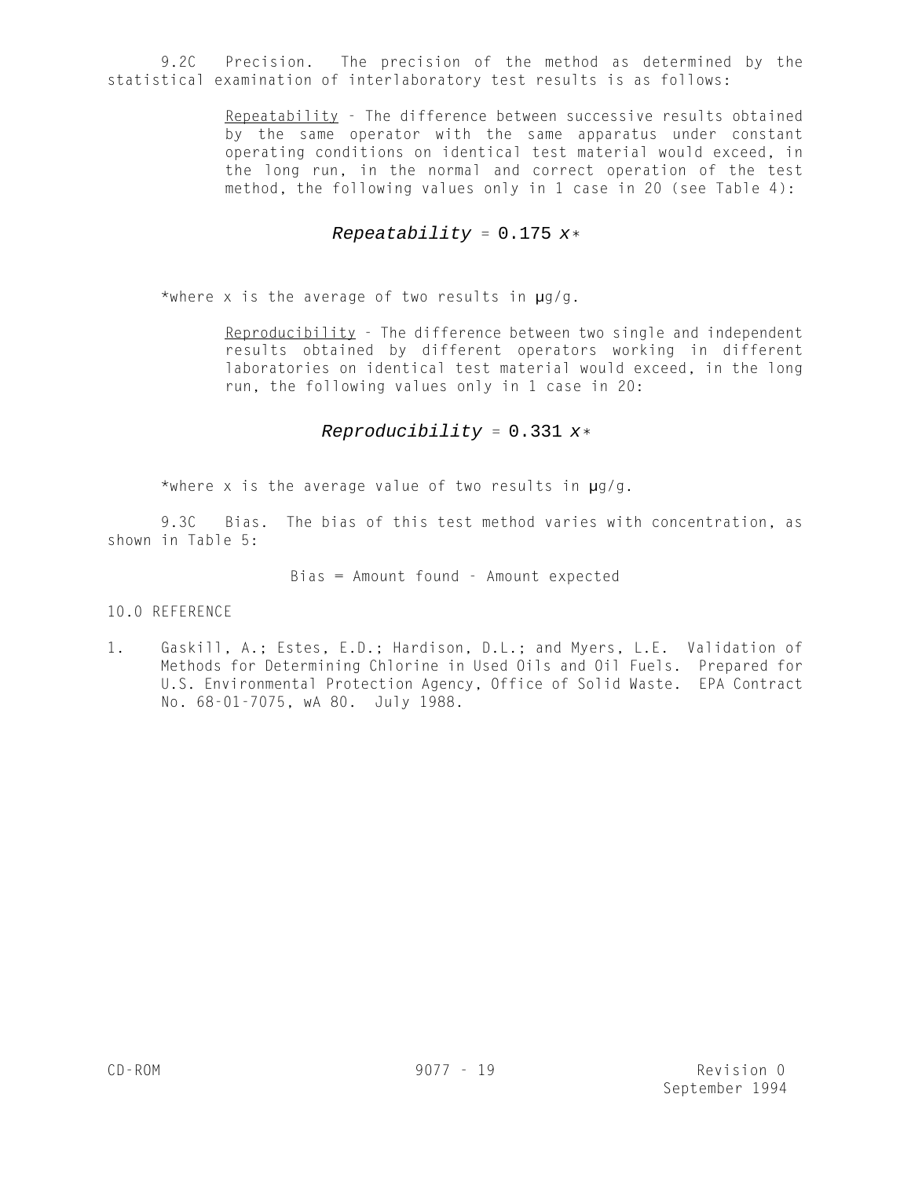9.2C Precision. The precision of the method as determined by the statistical examination of interlaboratory test results is as follows:

> Repeatability - The difference between successive results obtained by the same operator with the same apparatus under constant operating conditions on identical test material would exceed, in the long run, in the normal and correct operation of the test method, the following values only in 1 case in 20 (see Table 4):

$$Repeatability = 0.175\ x*$$

*where x is the average of two results in µg/g.

> Reproducibility - The difference between two single and independent results obtained by different operators working in different laboratories on identical test material would exceed, in the long run, the following values only in 1 case in 20:

$$Reproducibility = 0.331\ x*$$

*where x is the average value of two results in µg/g.

9.3C Bias. The bias of this test method varies with concentration, as shown in Table 5:

Bias = Amount found - Amount expected

## 10.0 REFERENCE

1. Gaskill, A.; Estes, E.D.; Hardison, D.L.; and Myers, L.E. Validation of Methods for Determining Chlorine in Used Oils and Oil Fuels. Prepared for U.S. Environmental Protection Agency, Office of Solid Waste. EPA Contract No. 68-01-7075, wA 80. July 1988.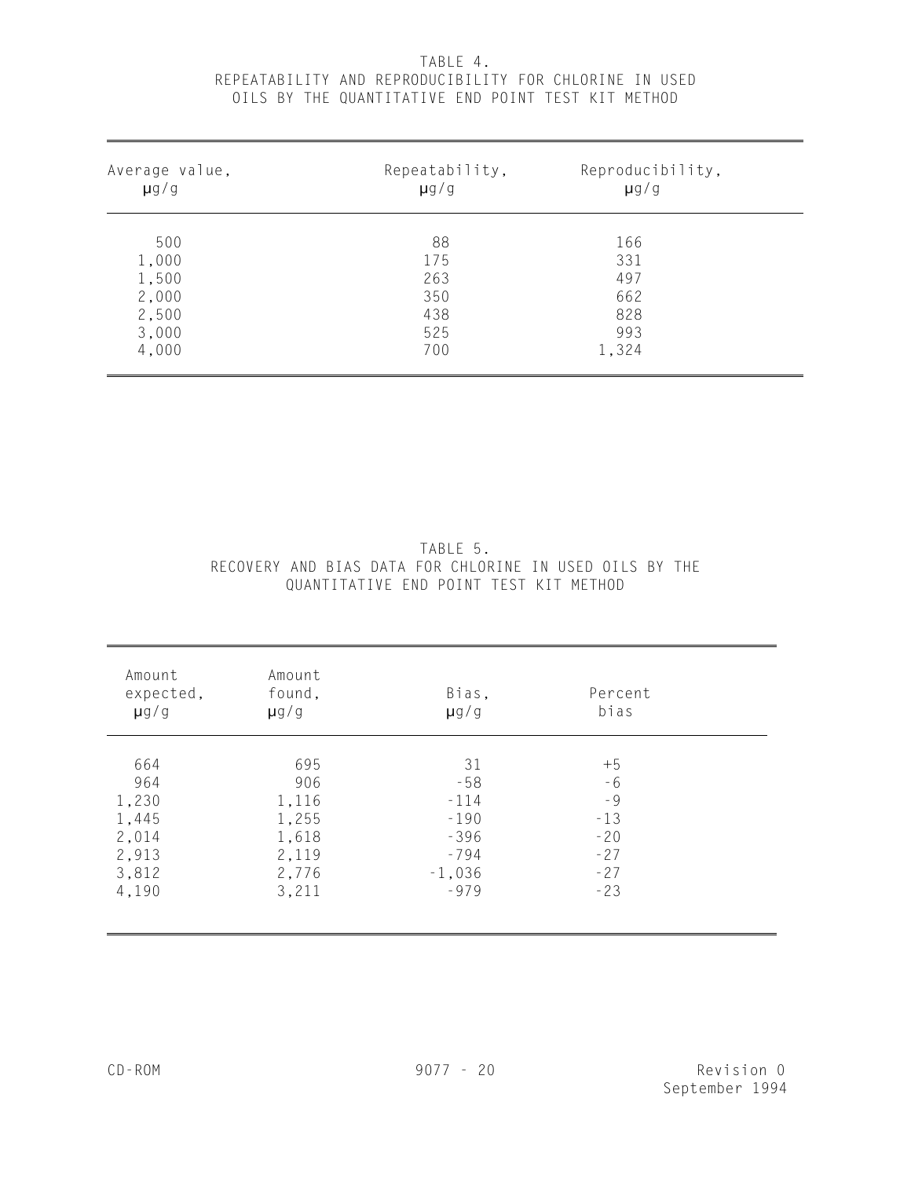TABLE 4.
REPEATABILITY AND REPRODUCIBILITY FOR CHLORINE IN USED OILS BY THE QUANTITATIVE END POINT TEST KIT METHOD

| Average value, µg/g | Repeatability, µg/g | Reproducibility, µg/g |
|---|---|---|
| 500 | 88 | 166 |
| 1,000 | 175 | 331 |
| 1,500 | 263 | 497 |
| 2,000 | 350 | 662 |
| 2,500 | 438 | 828 |
| 3,000 | 525 | 993 |
| 4,000 | 700 | 1,324 |

TABLE 5.
RECOVERY AND BIAS DATA FOR CHLORINE IN USED OILS BY THE QUANTITATIVE END POINT TEST KIT METHOD

| Amount expected, µg/g | Amount found, µg/g | Bias, µg/g | Percent bias |
|---|---|---|---|
| 664 | 695 | 31 | +5 |
| 964 | 906 | -58 | -6 |
| 1,230 | 1,116 | -114 | -9 |
| 1,445 | 1,255 | -190 | -13 |
| 2,014 | 1,618 | -396 | -20 |
| 2,913 | 2,119 | -794 | -27 |
| 3,812 | 2,776 | -1,036 | -27 |
| 4,190 | 3,211 | -979 | -23 |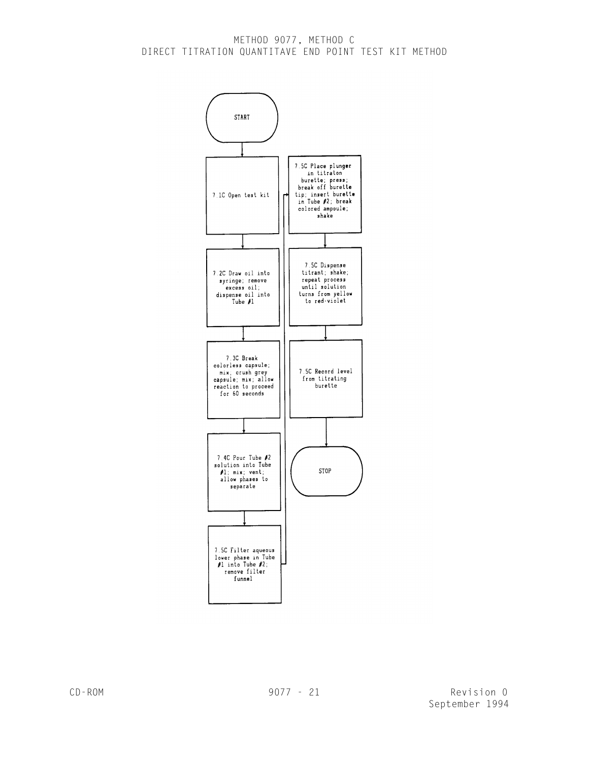# METHOD 9077, METHOD C
# DIRECT TITRATION QUANTITAVE END POINT TEST KIT METHOD

START

7.1C Open test kit

7.2C Draw oil into syringe; remove excess oil; dispense oil into Tube #1

7.3C Break colorless capsule; mix; crush grey capsule; mix; allow reaction to proceed for 60 seconds

7.4C Pour Tube #2 solution into Tube #1; mix; vent; allow phases to separate

7.5C Filter aqueous lower phase in Tube #1 into Tube #2; remove filter funnel

7.5C Place plunger in titraton burette; press; break off burette tip; insert burette in Tube #2; break colored ampoule; shake

7.5C Dispense titrant; shake; repeat process until solution turns from yellow to red-violet

7.5C Record level from titrating burette

STOP